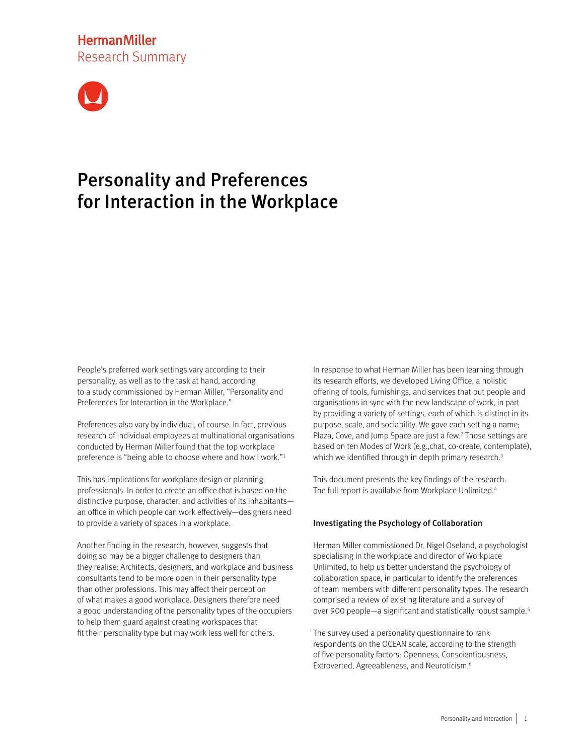Herman Miller
Research Summary

# Personality and Preferences for Interaction in the Workplace

People's preferred work settings vary according to their personality, as well as to the task at hand, according to a study commissioned by Herman Miller, "Personality and Preferences for Interaction in the Workplace."

Preferences also vary by individual, of course. In fact, previous research of individual employees at multinational organisations conducted by Herman Miller found that the top workplace preference is "being able to choose where and how I work."[1]

This has implications for workplace design or planning professionals. In order to create an office that is based on the distinctive purpose, character, and activities of its inhabitants—an office in which people can work effectively—designers need to provide a variety of spaces in a workplace.

Another finding in the research, however, suggests that doing so may be a bigger challenge to designers than they realise: Architects, designers, and workplace and business consultants tend to be more open in their personality type than other professions. This may affect their perception of what makes a good workplace. Designers therefore need a good understanding of the personality types of the occupiers to help them guard against creating workspaces that fit their personality type but may work less well for others.

In response to what Herman Miller has been learning through its research efforts, we developed Living Office, a holistic offering of tools, furnishings, and services that put people and organisations in sync with the new landscape of work, in part by providing a variety of settings, each of which is distinct in its purpose, scale, and sociability. We gave each setting a name; Plaza, Cove, and Jump Space are just a few.[2] Those settings are based on ten Modes of Work (e.g.,chat, co-create, contemplate), which we identified through in depth primary research.[3]

This document presents the key findings of the research. The full report is available from Workplace Unlimited.[4]

### Investigating the Psychology of Collaboration

Herman Miller commissioned Dr. Nigel Oseland, a psychologist specialising in the workplace and director of Workplace Unlimited, to help us better understand the psychology of collaboration space, in particular to identify the preferences of team members with different personality types. The research comprised a review of existing literature and a survey of over 900 people—a significant and statistically robust sample.[5]

The survey used a personality questionnaire to rank respondents on the OCEAN scale, according to the strength of five personality factors: Openness, Conscientiousness, Extroverted, Agreeableness, and Neuroticism.[6]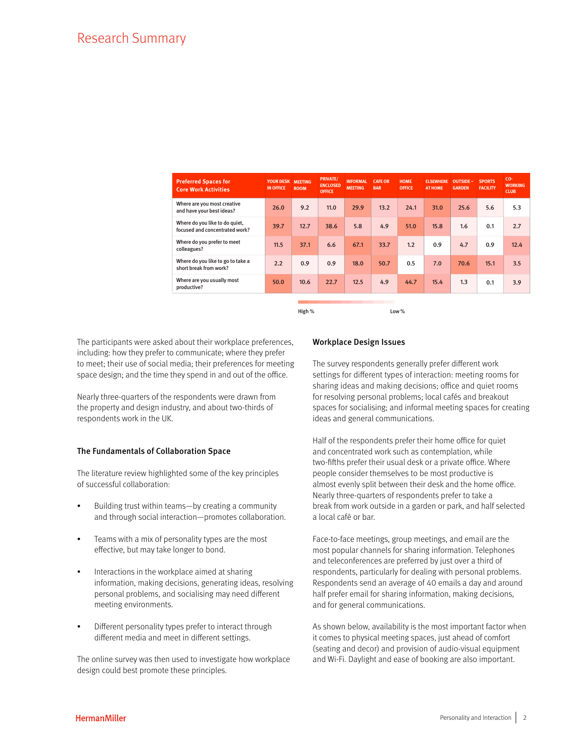# Research Summary

| Preferred Spaces for Core Work Activities | YOUR DESK IN OFFICE | MEETING ROOM | PRIVATE/ ENCLOSED OFFICE | INFORMAL MEETING | CAFE OR BAR | HOME OFFICE | ELSEWHERE AT HOME | OUTSIDE – GARDEN | SPORTS FACILITY | CO-WORKING CLUB |
|---|---|---|---|---|---|---|---|---|---|---|
| Where are you most creative and have your best ideas? | 26.0 | 9.2 | 11.0 | 29.9 | 13.2 | 24.1 | 31.0 | 25.6 | 5.6 | 5.3 |
| Where do you like to do quiet, focused and concentrated work? | 39.7 | 12.7 | 38.6 | 5.8 | 4.9 | 51.0 | 15.8 | 1.6 | 0.1 | 2.7 |
| Where do you prefer to meet colleagues? | 11.5 | 37.1 | 6.6 | 67.1 | 33.7 | 1.2 | 0.9 | 4.7 | 0.9 | 12.4 |
| Where do you like to go to take a short break from work? | 2.2 | 0.9 | 0.9 | 18.0 | 50.7 | 0.5 | 7.0 | 70.6 | 15.1 | 3.5 |
| Where are you usually most productive? | 50.0 | 10.6 | 22.7 | 12.5 | 4.9 | 44.7 | 15.4 | 1.3 | 0.1 | 3.9 |

High % — Low %

The participants were asked about their workplace preferences, including: how they prefer to communicate; where they prefer to meet; their use of social media; their preferences for meeting space design; and the time they spend in and out of the office.

Nearly three-quarters of the respondents were drawn from the property and design industry, and about two-thirds of respondents work in the UK.

### The Fundamentals of Collaboration Space

The literature review highlighted some of the key principles of successful collaboration:

- Building trust within teams—by creating a community and through social interaction—promotes collaboration.
- Teams with a mix of personality types are the most effective, but may take longer to bond.
- Interactions in the workplace aimed at sharing information, making decisions, generating ideas, resolving personal problems, and socialising may need different meeting environments.
- Different personality types prefer to interact through different media and meet in different settings.

The online survey was then used to investigate how workplace design could best promote these principles.

### Workplace Design Issues

The survey respondents generally prefer different work settings for different types of interaction: meeting rooms for sharing ideas and making decisions; office and quiet rooms for resolving personal problems; local cafés and breakout spaces for socialising; and informal meeting spaces for creating ideas and general communications.

Half of the respondents prefer their home office for quiet and concentrated work such as contemplation, while two-fifths prefer their usual desk or a private office. Where people consider themselves to be most productive is almost evenly split between their desk and the home office. Nearly three-quarters of respondents prefer to take a break from work outside in a garden or park, and half selected a local café or bar.

Face-to-face meetings, group meetings, and email are the most popular channels for sharing information. Telephones and teleconferences are preferred by just over a third of respondents, particularly for dealing with personal problems. Respondents send an average of 40 emails a day and around half prefer email for sharing information, making decisions, and for general communications.

As shown below, availability is the most important factor when it comes to physical meeting spaces, just ahead of comfort (seating and decor) and provision of audio-visual equipment and Wi-Fi. Daylight and ease of booking are also important.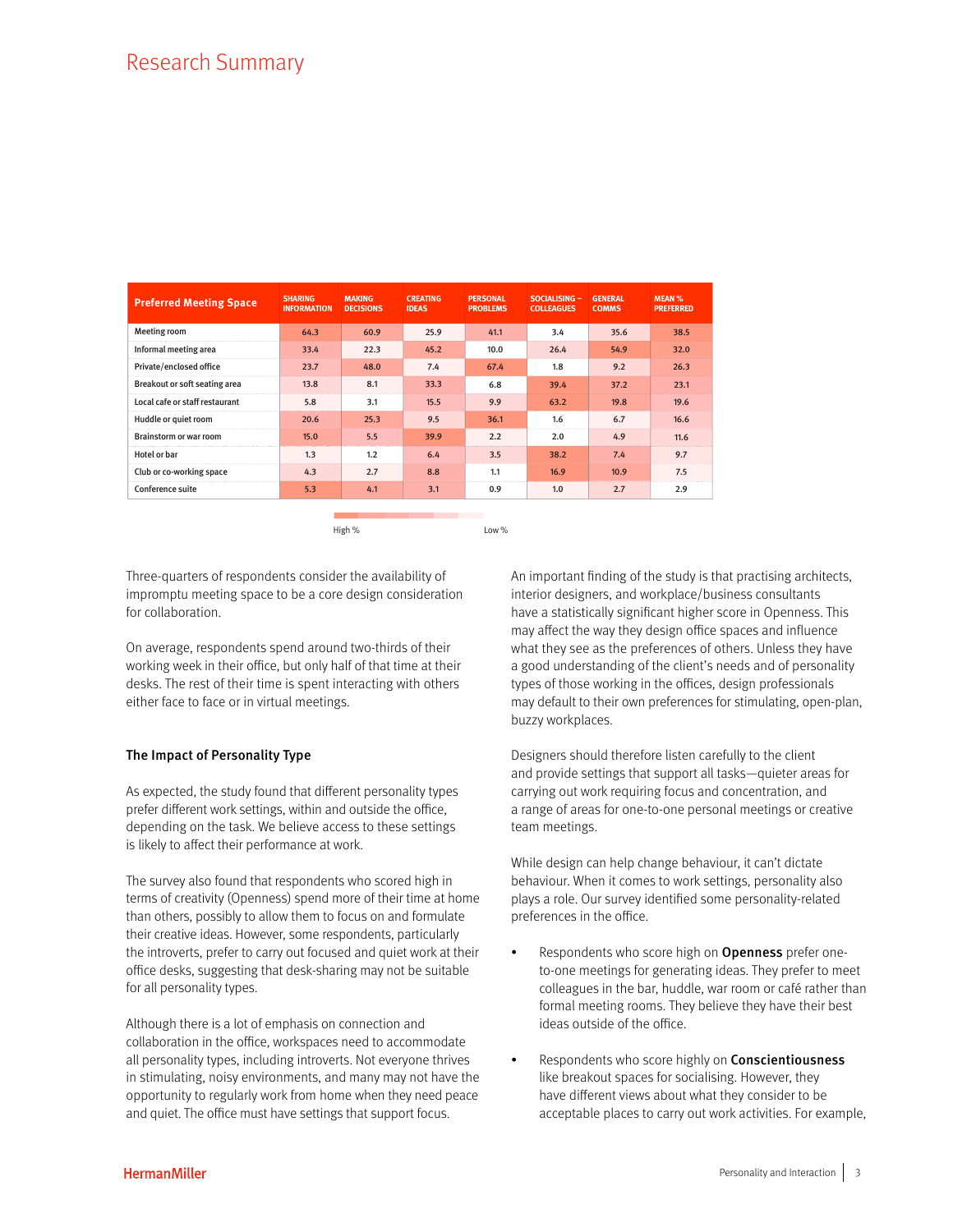## Research Summary

| Preferred Meeting Space | SHARING INFORMATION | MAKING DECISIONS | CREATING IDEAS | PERSONAL PROBLEMS | SOCIALISING – COLLEAGUES | GENERAL COMMS | MEAN % PREFERRED |
|---|---|---|---|---|---|---|---|
| Meeting room | 64.3 | 60.9 | 25.9 | 41.1 | 3.4 | 35.6 | 38.5 |
| Informal meeting area | 33.4 | 22.3 | 45.2 | 10.0 | 26.4 | 54.9 | 32.0 |
| Private/enclosed office | 23.7 | 48.0 | 7.4 | 67.4 | 1.8 | 9.2 | 26.3 |
| Breakout or soft seating area | 13.8 | 8.1 | 33.3 | 6.8 | 39.4 | 37.2 | 23.1 |
| Local cafe or staff restaurant | 5.8 | 3.1 | 15.5 | 9.9 | 63.2 | 19.8 | 19.6 |
| Huddle or quiet room | 20.6 | 25.3 | 9.5 | 36.1 | 1.6 | 6.7 | 16.6 |
| Brainstorm or war room | 15.0 | 5.5 | 39.9 | 2.2 | 2.0 | 4.9 | 11.6 |
| Hotel or bar | 1.3 | 1.2 | 6.4 | 3.5 | 38.2 | 7.4 | 9.7 |
| Club or co-working space | 4.3 | 2.7 | 8.8 | 1.1 | 16.9 | 10.9 | 7.5 |
| Conference suite | 5.3 | 4.1 | 3.1 | 0.9 | 1.0 | 2.7 | 2.9 |

High % — Low %

Three-quarters of respondents consider the availability of impromptu meeting space to be a core design consideration for collaboration.

On average, respondents spend around two-thirds of their working week in their office, but only half of that time at their desks. The rest of their time is spent interacting with others either face to face or in virtual meetings.

### The Impact of Personality Type

As expected, the study found that different personality types prefer different work settings, within and outside the office, depending on the task. We believe access to these settings is likely to affect their performance at work.

The survey also found that respondents who scored high in terms of creativity (Openness) spend more of their time at home than others, possibly to allow them to focus on and formulate their creative ideas. However, some respondents, particularly the introverts, prefer to carry out focused and quiet work at their office desks, suggesting that desk-sharing may not be suitable for all personality types.

Although there is a lot of emphasis on connection and collaboration in the office, workspaces need to accommodate all personality types, including introverts. Not everyone thrives in stimulating, noisy environments, and many may not have the opportunity to regularly work from home when they need peace and quiet. The office must have settings that support focus.

An important finding of the study is that practising architects, interior designers, and workplace/business consultants have a statistically significant higher score in Openness. This may affect the way they design office spaces and influence what they see as the preferences of others. Unless they have a good understanding of the client's needs and of personality types of those working in the offices, design professionals may default to their own preferences for stimulating, open-plan, buzzy workplaces.

Designers should therefore listen carefully to the client and provide settings that support all tasks—quieter areas for carrying out work requiring focus and concentration, and a range of areas for one-to-one personal meetings or creative team meetings.

While design can help change behaviour, it can't dictate behaviour. When it comes to work settings, personality also plays a role. Our survey identified some personality-related preferences in the office.

- Respondents who score high on **Openness** prefer one-to-one meetings for generating ideas. They prefer to meet colleagues in the bar, huddle, war room or café rather than formal meeting rooms. They believe they have their best ideas outside of the office.

- Respondents who score highly on **Conscientiousness** like breakout spaces for socialising. However, they have different views about what they consider to be acceptable places to carry out work activities. For example,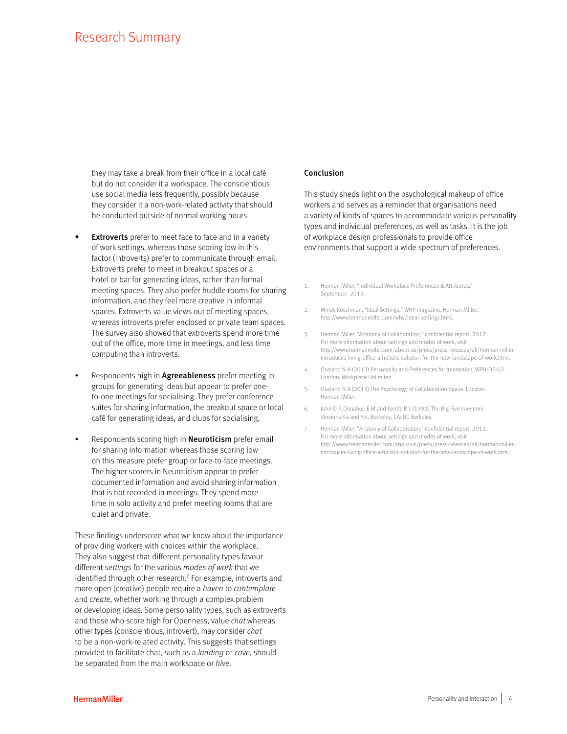they may take a break from their office in a local café but do not consider it a workspace. The conscientious use social media less frequently, possibly because they consider it a non-work-related activity that should be conducted outside of normal working hours.

- **Extroverts** prefer to meet face to face and in a variety of work settings, whereas those scoring low in this factor (introverts) prefer to communicate through email. Extroverts prefer to meet in breakout spaces or a hotel or bar for generating ideas, rather than formal meeting spaces. They also prefer huddle rooms for sharing information, and they feel more creative in informal spaces. Extroverts value views out of meeting spaces, whereas introverts prefer enclosed or private team spaces. The survey also showed that extroverts spend more time out of the office, more time in meetings, and less time computing than introverts.

- Respondents high in **Agreeableness** prefer meeting in groups for generating ideas but appear to prefer one-to-one meetings for socialising. They prefer conference suites for sharing information, the breakout space or local café for generating ideas, and clubs for socialising.

- Respondents scoring high in **Neuroticism** prefer email for sharing information whereas those scoring low on this measure prefer group or face-to-face meetings. The higher scorers in Neuroticism appear to prefer documented information and avoid sharing information that is not recorded in meetings. They spend more time in solo activity and prefer meeting rooms that are quiet and private.

These findings underscore what we know about the importance of providing workers with choices within the workplace. They also suggest that different personality types favour different *settings* for the various *modes of work* that we identified through other research.[7] For example, introverts and more open (creative) people require a *haven* to *contemplate* and *create*, whether working through a complex problem or developing ideas. Some personality types, such as extroverts and those who score high for Openness, value *chat* whereas other types (conscientious, introvert), may consider *chat* to be a non-work-related activity. This suggests that settings provided to facilitate chat, such as a *landing* or *cove*, should be separated from the main workspace or *hive*.

## Conclusion

This study sheds light on the psychological makeup of office workers and serves as a reminder that organisations need a variety of kinds of spaces to accommodate various personality types and individual preferences, as well as tasks. It is the job of workplace design professionals to provide office environments that support a wide spectrum of preferences.

1. Herman Miller, "Individual Workplace Preferences & Attributes," September 2013.
2. Mindy Koschman, "Ideal Settings," WHY magazine, Herman Miller, http://www.hermanmiller.com/why/ideal-settings.html.
3. Herman Miller, "Anatomy of Collaboration," confidential report, 2012. For more information about settings and modes of work, visit http://www.hermanmiller.com/about-us/press/press-releases/all/herman-miller-introduces-living-office-a-holistic-solution-for-the-new-landscape-of-work.html.
4. Oseland N A (2013) Personality and Preferences for Interaction, WPU-OP-03. London: Workplace Unlimited.
5. Oseland N A (2013) The Psychology of Collaboration Space. London: Herman Miller.
6. John O P, Donahue E M and Kentle R L (1991) The Big Five Inventory - Versions 4a and 54. Berkeley, CA: UC Berkeley.
7. Herman Miller, "Anatomy of Collaboration," confidential report, 2012. For more information about settings and modes of work, visit http://www.hermanmiller.com/about-us/press/press-releases/all/herman-miller-introduces-living-office-a-holistic-solution-for-the-new-landscape-of-work.html.